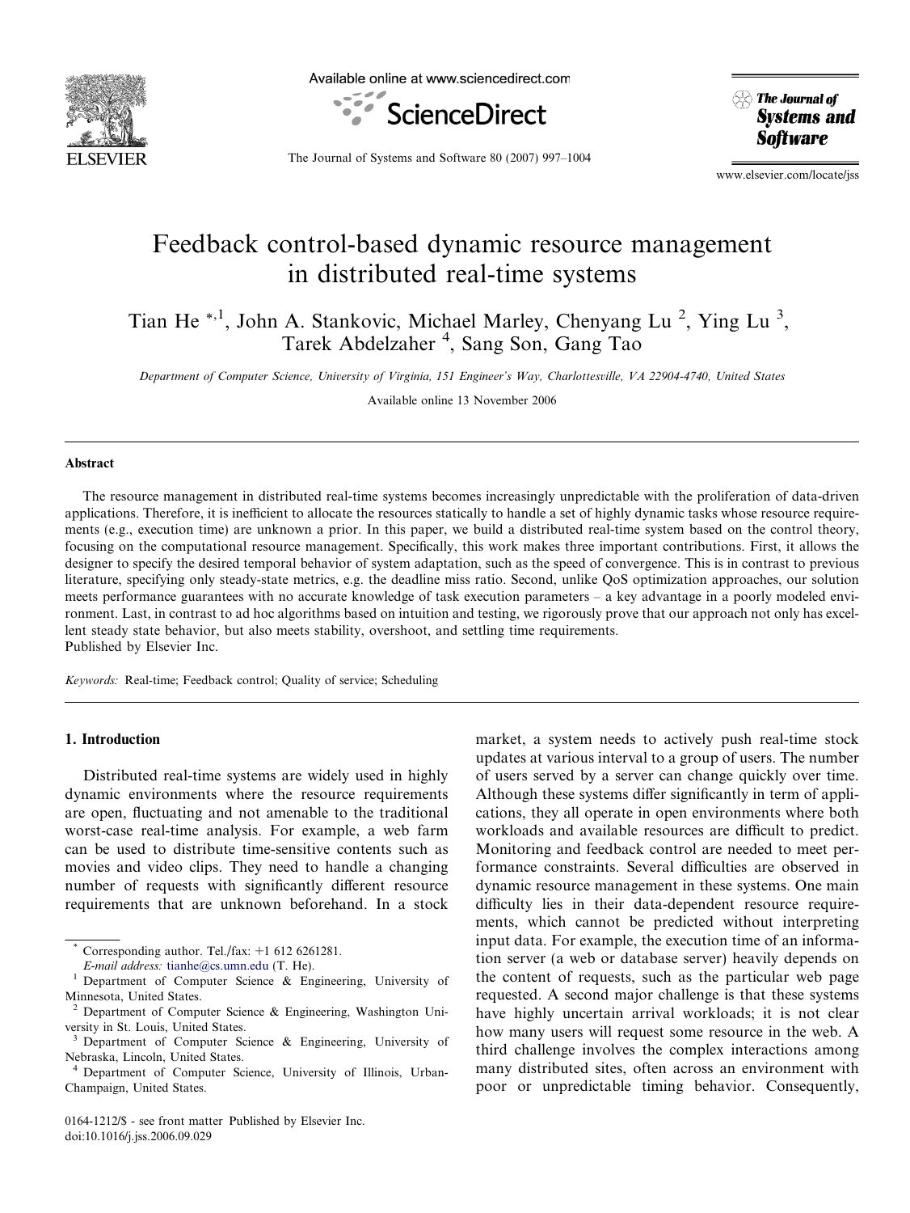# Feedback control-based dynamic resource management in distributed real-time systems

Tian He [*,1], John A. Stankovic, Michael Marley, Chenyang Lu [2], Ying Lu [3], Tarek Abdelzaher [4], Sang Son, Gang Tao

*Department of Computer Science, University of Virginia, 151 Engineer's Way, Charlottesville, VA 22904-4740, United States*

Available online 13 November 2006

## Abstract

The resource management in distributed real-time systems becomes increasingly unpredictable with the proliferation of data-driven applications. Therefore, it is inefficient to allocate the resources statically to handle a set of highly dynamic tasks whose resource requirements (e.g., execution time) are unknown a prior. In this paper, we build a distributed real-time system based on the control theory, focusing on the computational resource management. Specifically, this work makes three important contributions. First, it allows the designer to specify the desired temporal behavior of system adaptation, such as the speed of convergence. This is in contrast to previous literature, specifying only steady-state metrics, e.g. the deadline miss ratio. Second, unlike QoS optimization approaches, our solution meets performance guarantees with no accurate knowledge of task execution parameters – a key advantage in a poorly modeled environment. Last, in contrast to ad hoc algorithms based on intuition and testing, we rigorously prove that our approach not only has excellent steady state behavior, but also meets stability, overshoot, and settling time requirements.

Published by Elsevier Inc.

*Keywords:* Real-time; Feedback control; Quality of service; Scheduling

## 1. Introduction

Distributed real-time systems are widely used in highly dynamic environments where the resource requirements are open, fluctuating and not amenable to the traditional worst-case real-time analysis. For example, a web farm can be used to distribute time-sensitive contents such as movies and video clips. They need to handle a changing number of requests with significantly different resource requirements that are unknown beforehand. In a stock market, a system needs to actively push real-time stock updates at various interval to a group of users. The number of users served by a server can change quickly over time. Although these systems differ significantly in term of applications, they all operate in open environments where both workloads and available resources are difficult to predict. Monitoring and feedback control are needed to meet performance constraints. Several difficulties are observed in dynamic resource management in these systems. One main difficulty lies in their data-dependent resource requirements, which cannot be predicted without interpreting input data. For example, the execution time of an information server (a web or database server) heavily depends on the content of requests, such as the particular web page requested. A second major challenge is that these systems have highly uncertain arrival workloads; it is not clear how many users will request some resource in the web. A third challenge involves the complex interactions among many distributed sites, often across an environment with poor or unpredictable timing behavior. Consequently,

---

[*] Corresponding author. Tel./fax: +1 612 6261281.
*E-mail address:* tianhe@cs.umn.edu (T. He).

[1] Department of Computer Science & Engineering, University of Minnesota, United States.

[2] Department of Computer Science & Engineering, Washington University in St. Louis, United States.

[3] Department of Computer Science & Engineering, University of Nebraska, Lincoln, United States.

[4] Department of Computer Science, University of Illinois, Urban-Champaign, United States.

0164-1212/$ - see front matter Published by Elsevier Inc.
doi:10.1016/j.jss.2006.09.029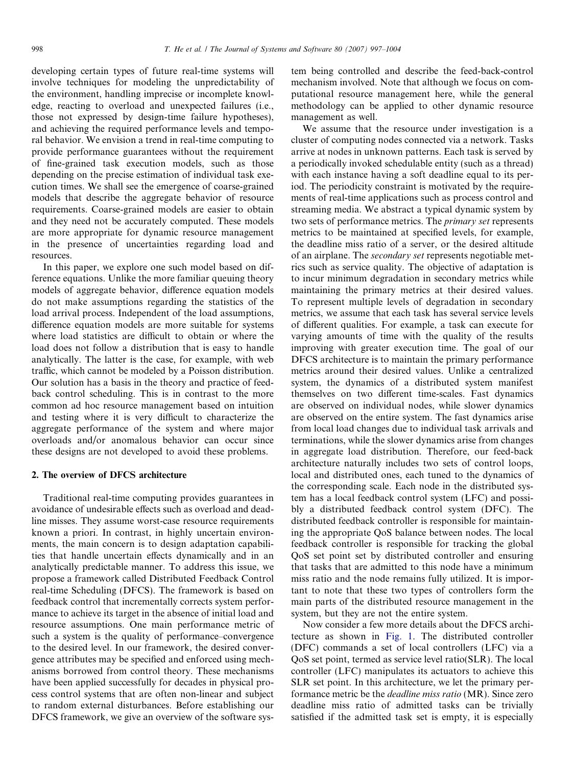developing certain types of future real-time systems will involve techniques for modeling the unpredictability of the environment, handling imprecise or incomplete knowledge, reacting to overload and unexpected failures (i.e., those not expressed by design-time failure hypotheses), and achieving the required performance levels and temporal behavior. We envision a trend in real-time computing to provide performance guarantees without the requirement of fine-grained task execution models, such as those depending on the precise estimation of individual task execution times. We shall see the emergence of coarse-grained models that describe the aggregate behavior of resource requirements. Coarse-grained models are easier to obtain and they need not be accurately computed. These models are more appropriate for dynamic resource management in the presence of uncertainties regarding load and resources.

In this paper, we explore one such model based on difference equations. Unlike the more familiar queuing theory models of aggregate behavior, difference equation models do not make assumptions regarding the statistics of the load arrival process. Independent of the load assumptions, difference equation models are more suitable for systems where load statistics are difficult to obtain or where the load does not follow a distribution that is easy to handle analytically. The latter is the case, for example, with web traffic, which cannot be modeled by a Poisson distribution. Our solution has a basis in the theory and practice of feedback control scheduling. This is in contrast to the more common ad hoc resource management based on intuition and testing where it is very difficult to characterize the aggregate performance of the system and where major overloads and/or anomalous behavior can occur since these designs are not developed to avoid these problems.

## 2. The overview of DFCS architecture

Traditional real-time computing provides guarantees in avoidance of undesirable effects such as overload and deadline misses. They assume worst-case resource requirements known a priori. In contrast, in highly uncertain environments, the main concern is to design adaptation capabilities that handle uncertain effects dynamically and in an analytically predictable manner. To address this issue, we propose a framework called Distributed Feedback Control real-time Scheduling (DFCS). The framework is based on feedback control that incrementally corrects system performance to achieve its target in the absence of initial load and resource assumptions. One main performance metric of such a system is the quality of performance–convergence to the desired level. In our framework, the desired convergence attributes may be specified and enforced using mechanisms borrowed from control theory. These mechanisms have been applied successfully for decades in physical process control systems that are often non-linear and subject to random external disturbances. Before establishing our DFCS framework, we give an overview of the software system being controlled and describe the feed-back-control mechanism involved. Note that although we focus on computational resource management here, while the general methodology can be applied to other dynamic resource management as well.

We assume that the resource under investigation is a cluster of computing nodes connected via a network. Tasks arrive at nodes in unknown patterns. Each task is served by a periodically invoked schedulable entity (such as a thread) with each instance having a soft deadline equal to its period. The periodicity constraint is motivated by the requirements of real-time applications such as process control and streaming media. We abstract a typical dynamic system by two sets of performance metrics. The *primary set* represents metrics to be maintained at specified levels, for example, the deadline miss ratio of a server, or the desired altitude of an airplane. The *secondary set* represents negotiable metrics such as service quality. The objective of adaptation is to incur minimum degradation in secondary metrics while maintaining the primary metrics at their desired values. To represent multiple levels of degradation in secondary metrics, we assume that each task has several service levels of different qualities. For example, a task can execute for varying amounts of time with the quality of the results improving with greater execution time. The goal of our DFCS architecture is to maintain the primary performance metrics around their desired values. Unlike a centralized system, the dynamics of a distributed system manifest themselves on two different time-scales. Fast dynamics are observed on individual nodes, while slower dynamics are observed on the entire system. The fast dynamics arise from local load changes due to individual task arrivals and terminations, while the slower dynamics arise from changes in aggregate load distribution. Therefore, our feed-back architecture naturally includes two sets of control loops, local and distributed ones, each tuned to the dynamics of the corresponding scale. Each node in the distributed system has a local feedback control system (LFC) and possibly a distributed feedback control system (DFC). The distributed feedback controller is responsible for maintaining the appropriate QoS balance between nodes. The local feedback controller is responsible for tracking the global QoS set point set by distributed controller and ensuring that tasks that are admitted to this node have a minimum miss ratio and the node remains fully utilized. It is important to note that these two types of controllers form the main parts of the distributed resource management in the system, but they are not the entire system.

Now consider a few more details about the DFCS architecture as shown in Fig. 1. The distributed controller (DFC) commands a set of local controllers (LFC) via a QoS set point, termed as service level ratio(SLR). The local controller (LFC) manipulates its actuators to achieve this SLR set point. In this architecture, we let the primary performance metric be the *deadline miss ratio* (MR). Since zero deadline miss ratio of admitted tasks can be trivially satisfied if the admitted task set is empty, it is especially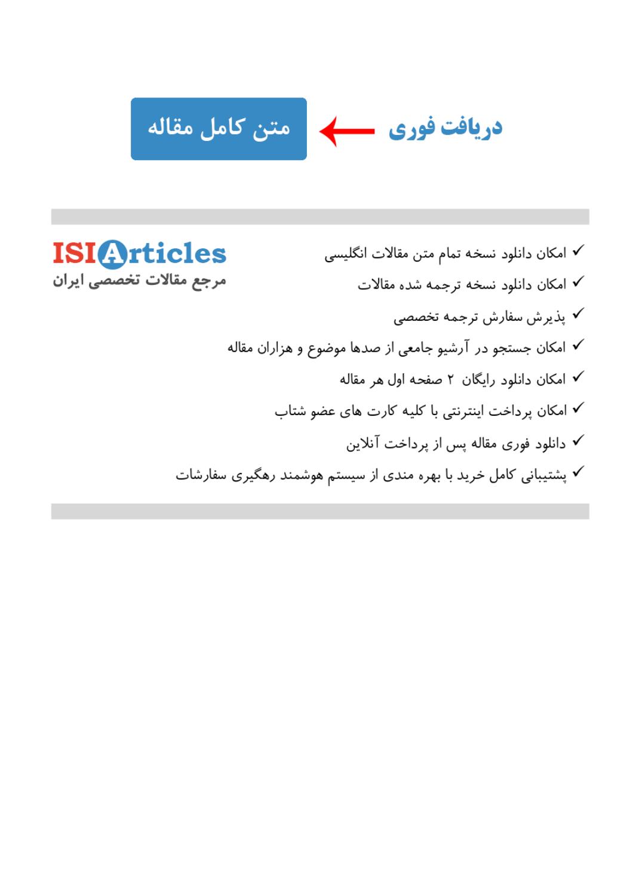دریافت فوری ← متن کامل مقاله

**ISIArticles**
مرجع مقالات تخصصی ایران

- ✓ امکان دانلود نسخه تمام متن مقالات انگلیسی
- ✓ امکان دانلود نسخه ترجمه شده مقالات
- ✓ پذیرش سفارش ترجمه تخصصی
- ✓ امکان جستجو در آرشیو جامعی از صدها موضوع و هزاران مقاله
- ✓ امکان دانلود رایگان ۲ صفحه اول هر مقاله
- ✓ امکان پرداخت اینترنتی با کلیه کارت های عضو شتاب
- ✓ دانلود فوری مقاله پس از پرداخت آنلاین
- ✓ پشتیبانی کامل خرید با بهره مندی از سیستم هوشمند رهگیری سفارشات